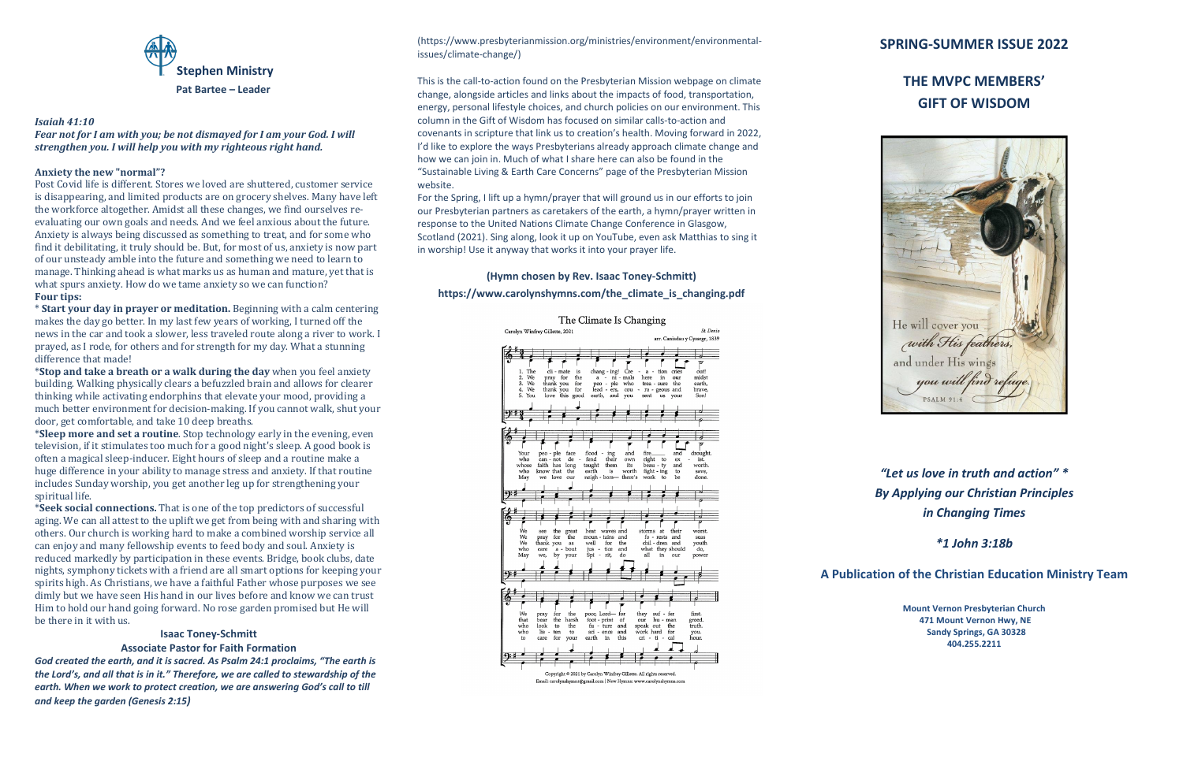# Stephen Ministry

**Pat Bartee – Leader**

***Isaiah 41:10***
***Fear not for I am with you; be not dismayed for I am your God. I will strengthen you. I will help you with my righteous right hand.***

**Anxiety the new "normal"?**

Post Covid life is different. Stores we loved are shuttered, customer service is disappearing, and limited products are on grocery shelves. Many have left the workforce altogether. Amidst all these changes, we find ourselves re-evaluating our own goals and needs. And we feel anxious about the future. Anxiety is always being discussed as something to treat, and for some who find it debilitating, it truly should be. But, for most of us, anxiety is now part of our unsteady amble into the future and something we need to learn to manage. Thinking ahead is what marks us as human and mature, yet that is what spurs anxiety. How do we tame anxiety so we can function?

**Four tips:**

* **Start your day in prayer or meditation.** Beginning with a calm centering makes the day go better. In my last few years of working, I turned off the news in the car and took a slower, less traveled route along a river to work. I prayed, as I rode, for others and for strength for my day. What a stunning difference that made!

* **Stop and take a breath or a walk during the day** when you feel anxiety building. Walking physically clears a befuzzled brain and allows for clearer thinking while activating endorphins that elevate your mood, providing a much better environment for decision-making. If you cannot walk, shut your door, get comfortable, and take 10 deep breaths.

* **Sleep more and set a routine**. Stop technology early in the evening, even television, if it stimulates too much for a good night's sleep. A good book is often a magical sleep-inducer. Eight hours of sleep and a routine make a huge difference in your ability to manage stress and anxiety. If that routine includes Sunday worship, you get another leg up for strengthening your spiritual life.

* **Seek social connections.** That is one of the top predictors of successful aging. We can all attest to the uplift we get from being with and sharing with others. Our church is working hard to make a combined worship service all can enjoy and many fellowship events to feed body and soul. Anxiety is reduced markedly by participation in these events. Bridge, book clubs, date nights, symphony tickets with a friend are all smart options for keeping your spirits high. As Christians, we have a faithful Father whose purposes we see dimly but we have seen His hand in our lives before and know we can trust Him to hold our hand going forward. No rose garden promised but He will be there in it with us.

## Isaac Toney-Schmitt

**Associate Pastor for Faith Formation**

***God created the earth, and it is sacred. As Psalm 24:1 proclaims, "The earth is the Lord's, and all that is in it." Therefore, we are called to stewardship of the earth. When we work to protect creation, we are answering God's call to till and keep the garden (Genesis 2:15)***

(https://www.presbyterianmission.org/ministries/environment/environmental-issues/climate-change/)

This is the call-to-action found on the Presbyterian Mission webpage on climate change, alongside articles and links about the impacts of food, transportation, energy, personal lifestyle choices, and church policies on our environment. This column in the Gift of Wisdom has focused on similar calls-to-action and covenants in scripture that link us to creation's health. Moving forward in 2022, I'd like to explore the ways Presbyterians already approach climate change and how we can join in. Much of what I share here can also be found in the "Sustainable Living & Earth Care Concerns" page of the Presbyterian Mission website.

For the Spring, I lift up a hymn/prayer that will ground us in our efforts to join our Presbyterian partners as caretakers of the earth, a hymn/prayer written in response to the United Nations Climate Change Conference in Glasgow, Scotland (2021). Sing along, look it up on YouTube, even ask Matthias to sing it in worship! Use it anyway that works it into your prayer life.

**(Hymn chosen by Rev. Isaac Toney-Schmitt)**

**https://www.carolynshymns.com/the_climate_is_changing.pdf**

### The Climate Is Changing

Carolyn Winfrey Gillette, 2021

*St. Denio* arr. Caniadau y Cyssegr, 1839

1. The climate is changing! Creation cries out! Your people face flooding and fire and drought. We see the great heat waves and storms at their worst. We pray for the poor, Lord— for they suffer first.
2. We pray for the animals here in our midst who cannot defend their own right to exist. We pray for the mountains and forests and seas that bear the harsh footprint of our human greed.
3. We thank you for people who treasure the earth, whose faith has long taught them its beauty and worth. We thank you as well for the children and youth who look to the future and speak out the truth.
4. We thank you for leaders, courageous and brave, who know that the earth is worth fighting to save, who care about justice and what they should do, who listen to science and work hard for you.
5. You love this good earth, and you sent us your Son! May we love our neighbors— there's work to be done. May we, by your Spirit, do all in our power to care for your earth in this critical hour.

Copyright © 2021 by Carolyn Winfrey Gillette. All rights reserved.
Email: carolynshymns@gmail.com | New Hymns: www.carolynshymns.com

## SPRING-SUMMER ISSUE 2022

# THE MVPC MEMBERS' GIFT OF WISDOM

He will cover you with His feathers, and under His wings you will find refuge.
PSALM 91:4

***"Let us love in truth and action" ****
***By Applying our Christian Principles in Changing Times***

****1 John 3:18b***

**A Publication of the Christian Education Ministry Team**

**Mount Vernon Presbyterian Church**
**471 Mount Vernon Hwy, NE**
**Sandy Springs, GA 30328**
**404.255.2211**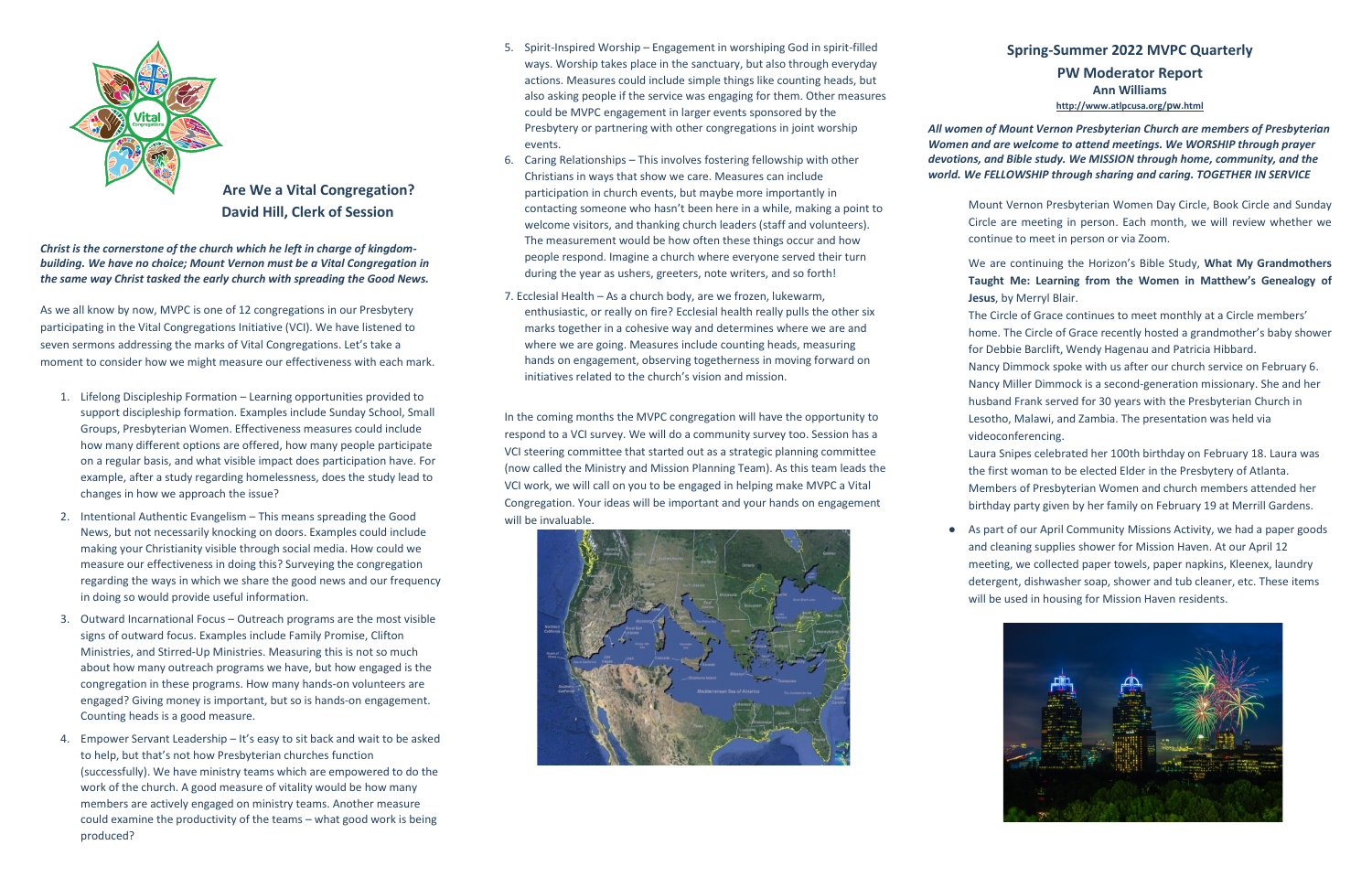## Are We a Vital Congregation?

## David Hill, Clerk of Session

***Christ is the cornerstone of the church which he left in charge of kingdom-building. We have no choice; Mount Vernon must be a Vital Congregation in the same way Christ tasked the early church with spreading the Good News.***

As we all know by now, MVPC is one of 12 congregations in our Presbytery participating in the Vital Congregations Initiative (VCI). We have listened to seven sermons addressing the marks of Vital Congregations. Let's take a moment to consider how we might measure our effectiveness with each mark.

1. Lifelong Discipleship Formation – Learning opportunities provided to support discipleship formation. Examples include Sunday School, Small Groups, Presbyterian Women. Effectiveness measures could include how many different options are offered, how many people participate on a regular basis, and what visible impact does participation have. For example, after a study regarding homelessness, does the study lead to changes in how we approach the issue?
2. Intentional Authentic Evangelism – This means spreading the Good News, but not necessarily knocking on doors. Examples could include making your Christianity visible through social media. How could we measure our effectiveness in doing this? Surveying the congregation regarding the ways in which we share the good news and our frequency in doing so would provide useful information.
3. Outward Incarnational Focus – Outreach programs are the most visible signs of outward focus. Examples include Family Promise, Clifton Ministries, and Stirred-Up Ministries. Measuring this is not so much about how many outreach programs we have, but how engaged is the congregation in these programs. How many hands-on volunteers are engaged? Giving money is important, but so is hands-on engagement. Counting heads is a good measure.
4. Empower Servant Leadership – It's easy to sit back and wait to be asked to help, but that's not how Presbyterian churches function (successfully). We have ministry teams which are empowered to do the work of the church. A good measure of vitality would be how many members are actively engaged on ministry teams. Another measure could examine the productivity of the teams – what good work is being produced?
5. Spirit-Inspired Worship – Engagement in worshiping God in spirit-filled ways. Worship takes place in the sanctuary, but also through everyday actions. Measures could include simple things like counting heads, but also asking people if the service was engaging for them. Other measures could be MVPC engagement in larger events sponsored by the Presbytery or partnering with other congregations in joint worship events.
6. Caring Relationships – This involves fostering fellowship with other Christians in ways that show we care. Measures can include participation in church events, but maybe more importantly in contacting someone who hasn't been here in a while, making a point to welcome visitors, and thanking church leaders (staff and volunteers). The measurement would be how often these things occur and how people respond. Imagine a church where everyone served their turn during the year as ushers, greeters, note writers, and so forth!
7. Ecclesial Health – As a church body, are we frozen, lukewarm, enthusiastic, or really on fire? Ecclesial health really pulls the other six marks together in a cohesive way and determines where we are and where we are going. Measures include counting heads, measuring hands on engagement, observing togetherness in moving forward on initiatives related to the church's vision and mission.

In the coming months the MVPC congregation will have the opportunity to respond to a VCI survey. We will do a community survey too. Session has a VCI steering committee that started out as a strategic planning committee (now called the Ministry and Mission Planning Team). As this team leads the VCI work, we will call on you to be engaged in helping make MVPC a Vital Congregation. Your ideas will be important and your hands on engagement will be invaluable.

## Spring-Summer 2022 MVPC Quarterly

## PW Moderator Report

### Ann Williams

http://www.atlpcusa.org/pw.html

***All women of Mount Vernon Presbyterian Church are members of Presbyterian Women and are welcome to attend meetings. We WORSHIP through prayer devotions, and Bible study. We MISSION through home, community, and the world. We FELLOWSHIP through sharing and caring. TOGETHER IN SERVICE***

Mount Vernon Presbyterian Women Day Circle, Book Circle and Sunday Circle are meeting in person. Each month, we will review whether we continue to meet in person or via Zoom.

We are continuing the Horizon's Bible Study, **What My Grandmothers Taught Me: Learning from the Women in Matthew's Genealogy of Jesus**, by Merryl Blair.

The Circle of Grace continues to meet monthly at a Circle members' home. The Circle of Grace recently hosted a grandmother's baby shower for Debbie Barclift, Wendy Hagenau and Patricia Hibbard.

Nancy Dimmock spoke with us after our church service on February 6. Nancy Miller Dimmock is a second-generation missionary. She and her husband Frank served for 30 years with the Presbyterian Church in Lesotho, Malawi, and Zambia. The presentation was held via videoconferencing.

Laura Snipes celebrated her 100th birthday on February 18. Laura was the first woman to be elected Elder in the Presbytery of Atlanta. Members of Presbyterian Women and church members attended her birthday party given by her family on February 19 at Merrill Gardens.

- As part of our April Community Missions Activity, we had a paper goods and cleaning supplies shower for Mission Haven. At our April 12 meeting, we collected paper towels, paper napkins, Kleenex, laundry detergent, dishwasher soap, shower and tub cleaner, etc. These items will be used in housing for Mission Haven residents.